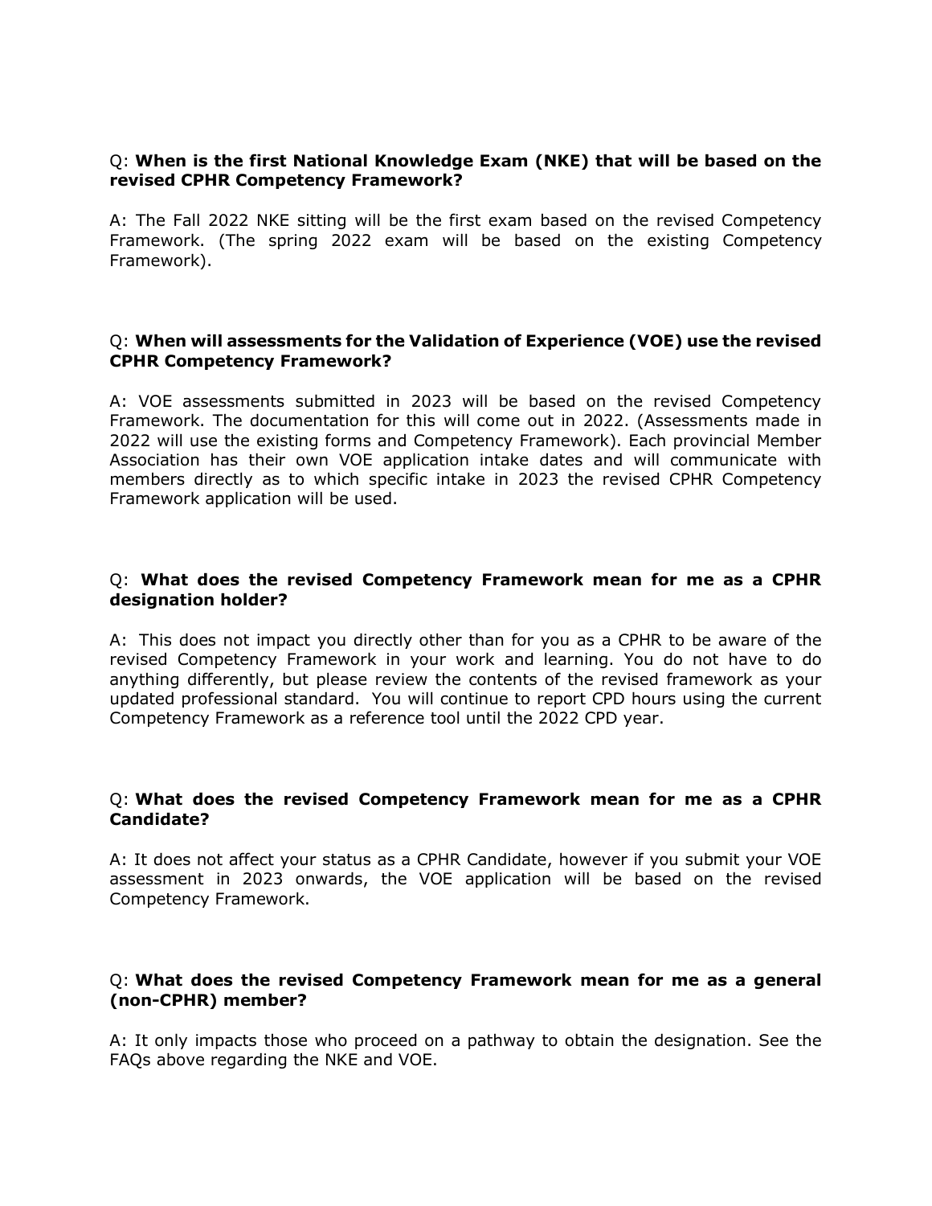Q: **When is the first National Knowledge Exam (NKE) that will be based on the revised CPHR Competency Framework?**

A: The Fall 2022 NKE sitting will be the first exam based on the revised Competency Framework. (The spring 2022 exam will be based on the existing Competency Framework).

Q: **When will assessments for the Validation of Experience (VOE) use the revised CPHR Competency Framework?**

A: VOE assessments submitted in 2023 will be based on the revised Competency Framework. The documentation for this will come out in 2022. (Assessments made in 2022 will use the existing forms and Competency Framework). Each provincial Member Association has their own VOE application intake dates and will communicate with members directly as to which specific intake in 2023 the revised CPHR Competency Framework application will be used.

Q: **What does the revised Competency Framework mean for me as a CPHR designation holder?**

A: This does not impact you directly other than for you as a CPHR to be aware of the revised Competency Framework in your work and learning. You do not have to do anything differently, but please review the contents of the revised framework as your updated professional standard. You will continue to report CPD hours using the current Competency Framework as a reference tool until the 2022 CPD year.

Q: **What does the revised Competency Framework mean for me as a CPHR Candidate?**

A: It does not affect your status as a CPHR Candidate, however if you submit your VOE assessment in 2023 onwards, the VOE application will be based on the revised Competency Framework.

Q: **What does the revised Competency Framework mean for me as a general (non-CPHR) member?**

A: It only impacts those who proceed on a pathway to obtain the designation. See the FAQs above regarding the NKE and VOE.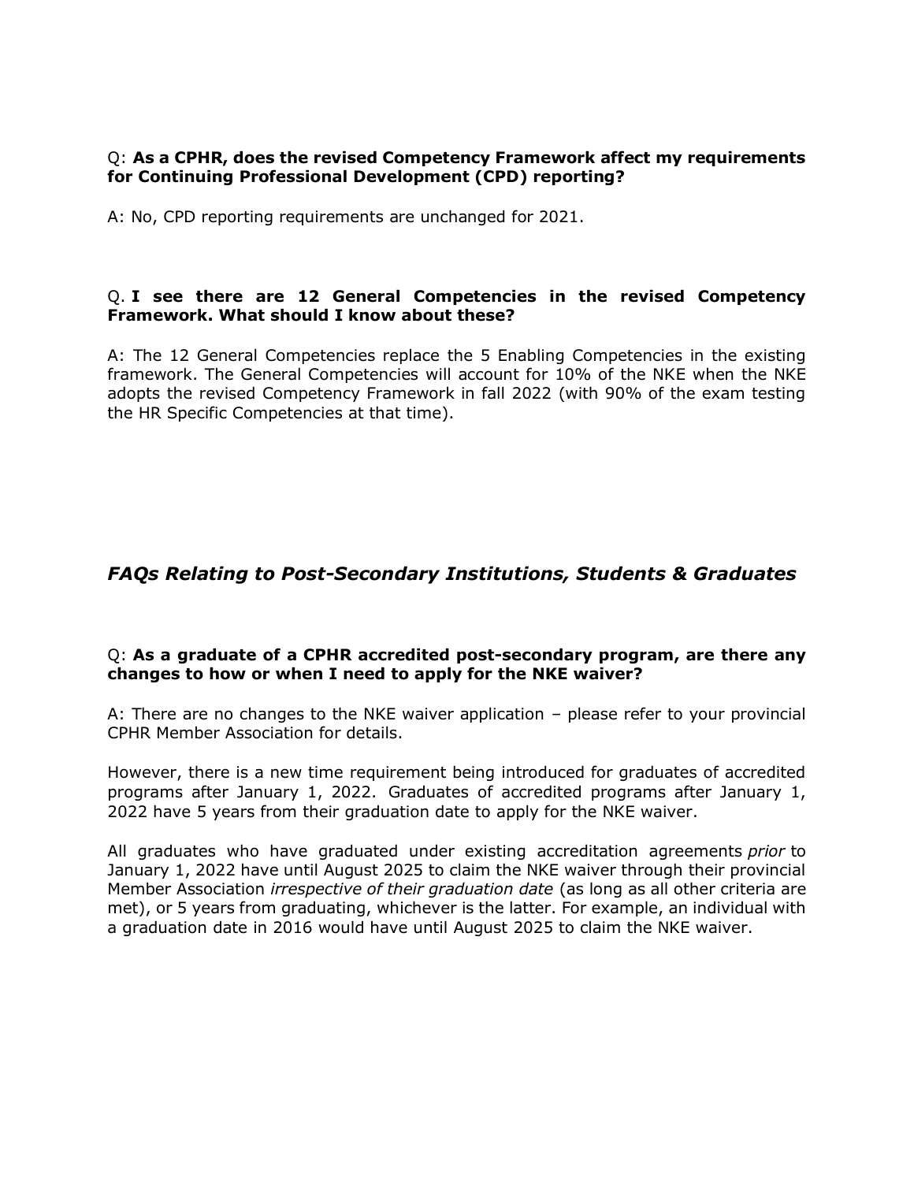Q: **As a CPHR, does the revised Competency Framework affect my requirements for Continuing Professional Development (CPD) reporting?**

A: No, CPD reporting requirements are unchanged for 2021.

Q. **I see there are 12 General Competencies in the revised Competency Framework. What should I know about these?**

A: The 12 General Competencies replace the 5 Enabling Competencies in the existing framework. The General Competencies will account for 10% of the NKE when the NKE adopts the revised Competency Framework in fall 2022 (with 90% of the exam testing the HR Specific Competencies at that time).

## *FAQs Relating to Post-Secondary Institutions, Students & Graduates*

Q: **As a graduate of a CPHR accredited post-secondary program, are there any changes to how or when I need to apply for the NKE waiver?**

A: There are no changes to the NKE waiver application – please refer to your provincial CPHR Member Association for details.

However, there is a new time requirement being introduced for graduates of accredited programs after January 1, 2022. Graduates of accredited programs after January 1, 2022 have 5 years from their graduation date to apply for the NKE waiver.

All graduates who have graduated under existing accreditation agreements *prior* to January 1, 2022 have until August 2025 to claim the NKE waiver through their provincial Member Association *irrespective of their graduation date* (as long as all other criteria are met), or 5 years from graduating, whichever is the latter. For example, an individual with a graduation date in 2016 would have until August 2025 to claim the NKE waiver.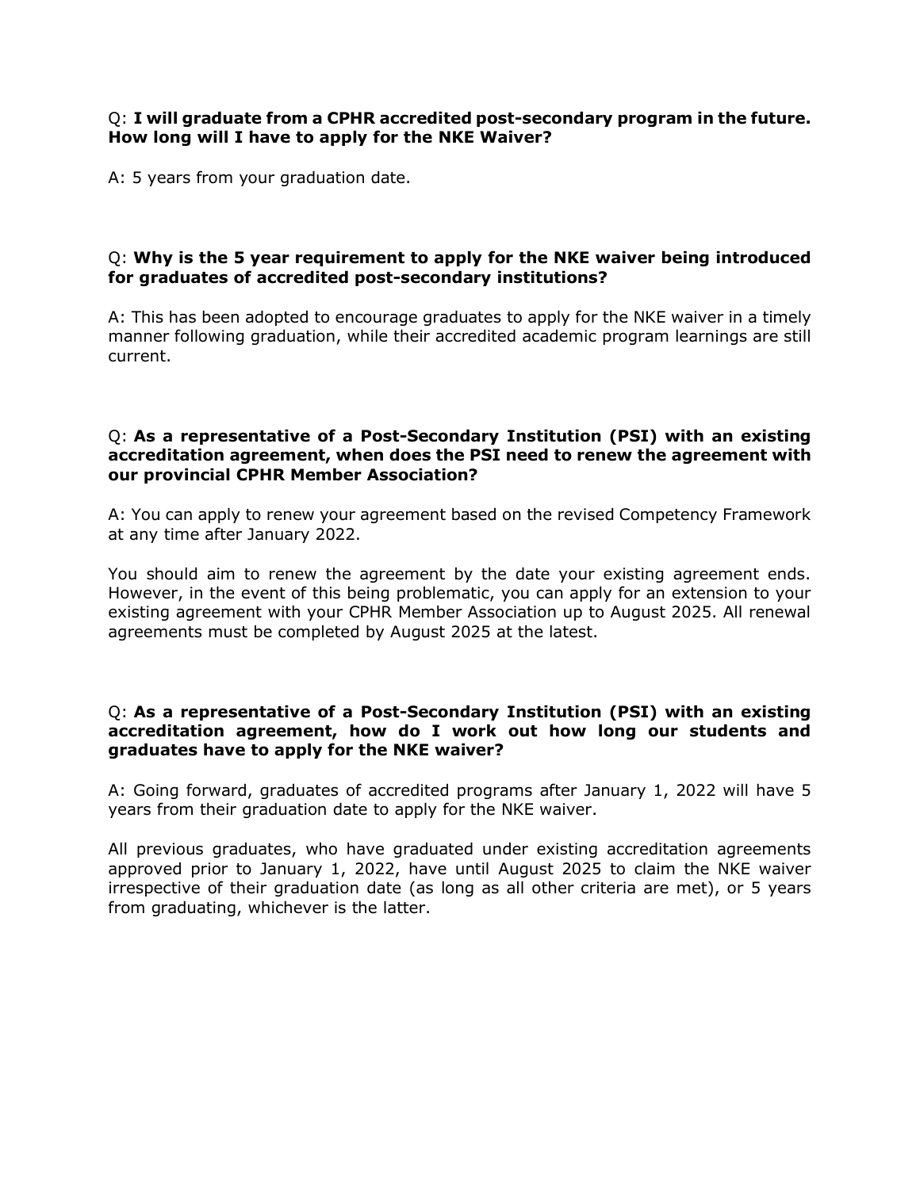Q: **I will graduate from a CPHR accredited post-secondary program in the future. How long will I have to apply for the NKE Waiver?**

A: 5 years from your graduation date.

Q: **Why is the 5 year requirement to apply for the NKE waiver being introduced for graduates of accredited post-secondary institutions?**

A: This has been adopted to encourage graduates to apply for the NKE waiver in a timely manner following graduation, while their accredited academic program learnings are still current.

Q: **As a representative of a Post-Secondary Institution (PSI) with an existing accreditation agreement, when does the PSI need to renew the agreement with our provincial CPHR Member Association?**

A: You can apply to renew your agreement based on the revised Competency Framework at any time after January 2022.

You should aim to renew the agreement by the date your existing agreement ends. However, in the event of this being problematic, you can apply for an extension to your existing agreement with your CPHR Member Association up to August 2025. All renewal agreements must be completed by August 2025 at the latest.

Q: **As a representative of a Post-Secondary Institution (PSI) with an existing accreditation agreement, how do I work out how long our students and graduates have to apply for the NKE waiver?**

A: Going forward, graduates of accredited programs after January 1, 2022 will have 5 years from their graduation date to apply for the NKE waiver.

All previous graduates, who have graduated under existing accreditation agreements approved prior to January 1, 2022, have until August 2025 to claim the NKE waiver irrespective of their graduation date (as long as all other criteria are met), or 5 years from graduating, whichever is the latter.